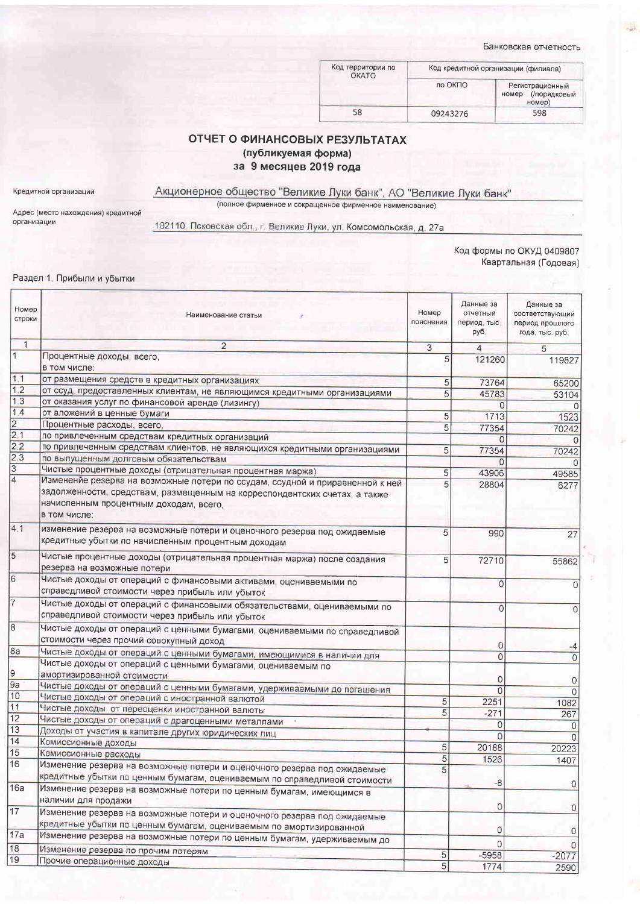Банковская отчетность

| Код территории по ОКАТО | Код кредитной организации (филиала) | |
|---|---|---|
| | по ОКПО | Регистрационный номер (/порядковый номер) |
| 58 | 09243276 | 598 |

# ОТЧЕТ О ФИНАНСОВЫХ РЕЗУЛЬТАТАХ
## (публикуемая форма)
## за 9 месяцев 2019 года

Кредитной организации Акционерное общество "Великие Луки банк", АО "Великие Луки банк"

(полное фирменное и сокращенное фирменное наименование)

Адрес (место нахождения) кредитной организации 182110, Псковская обл., г. Великие Луки, ул. Комсомольская, д. 27а

Код формы по ОКУД 0409807

Квартальная (Годовая)

Раздел 1. Прибыли и убытки

| Номер строки | Наименование статьи | Номер пояснения | Данные за отчетный период, тыс. руб. | Данные за соответствующий период прошлого года, тыс. руб. |
|---|---|---|---|---|
| 1 | 2 | 3 | 4 | 5 |
| 1 | Процентные доходы, всего, в том числе: | 5 | 121260 | 119827 |
| 1.1 | от размещения средств в кредитных организациях | 5 | 73764 | 65200 |
| 1.2 | от ссуд, предоставленных клиентам, не являющимся кредитными организациями | 5 | 45783 | 53104 |
| 1.3 | от оказания услуг по финансовой аренде (лизингу) | | 0 | 0 |
| 1.4 | от вложений в ценные бумаги | 5 | 1713 | 1523 |
| 2 | Процентные расходы, всего, | 5 | 77354 | 70242 |
| 2.1 | по привлеченным средствам кредитных организаций | | 0 | 0 |
| 2.2 | по привлеченным средствам клиентов, не являющихся кредитными организациями | 5 | 77354 | 70242 |
| 2.3 | по выпущенным долговым обязательствам | | 0 | 0 |
| 3 | Чистые процентные доходы (отрицательная процентная маржа) | 5 | 43906 | 49585 |
| 4 | Изменение резерва на возможные потери по ссудам, ссудной и приравненной к ней задолженности, средствам, размещенным на корреспондентских счетах, а также начисленным процентным доходам, всего, в том числе: | 5 | 28804 | 6277 |
| 4.1 | изменение резерва на возможные потери и оценочного резерва под ожидаемые кредитные убытки по начисленным процентным доходам | 5 | 990 | 27 |
| 5 | Чистые процентные доходы (отрицательная процентная маржа) после создания резерва на возможные потери | 5 | 72710 | 55862 |
| 6 | Чистые доходы от операций с финансовыми активами, оцениваемыми по справедливой стоимости через прибыль или убыток | | 0 | 0 |
| 7 | Чистые доходы от операций с финансовыми обязательствами, оцениваемыми по справедливой стоимости через прибыль или убыток | | 0 | 0 |
| 8 | Чистые доходы от операций с ценными бумагами, оцениваемыми по справедливой стоимости через прочий совокупный доход | | 0 | -4 |
| 8а | Чистые доходы от операций с ценными бумагами, имеющимися в наличии для | | 0 | 0 |
| 9 | Чистые доходы от операций с ценными бумагами, оцениваемым по амортизированной стоимости | | 0 | 0 |
| 9а | Чистые доходы от операций с ценными бумагами, удерживаемыми до погашения | | 0 | 0 |
| 10 | Чистые доходы от операций с иностранной валютой | 5 | 2251 | 1082 |
| 11 | Чистые доходы от переоценки иностранной валюты | 5 | -271 | 267 |
| 12 | Чистые доходы от операций с драгоценными металлами | | 0 | 0 |
| 13 | Доходы от участия в капитале других юридических лиц | | 0 | 0 |
| 14 | Комиссионные доходы | 5 | 20188 | 20223 |
| 15 | Комиссионные расходы | 5 | 1526 | 1407 |
| 16 | Изменение резерва на возможные потери и оценочного резерва под ожидаемые кредитные убытки по ценным бумагам, оцениваемым по справедливой стоимости | 5 | -8 | 0 |
| 16а | Изменение резерва на возможные потери по ценным бумагам, имеющимся в наличии для продажи | | 0 | 0 |
| 17 | Изменение резерва на возможные потери и оценочного резерва под ожидаемые кредитные убытки по ценным бумагам, оцениваемым по амортизированной | | 0 | 0 |
| 17а | Изменение резерва на возможные потери по ценным бумагам, удерживаемым до | | 0 | 0 |
| 18 | Изменение резерва по прочим потерям | 5 | -5958 | -2077 |
| 19 | Прочие операционные доходы | 5 | 1774 | 2590 |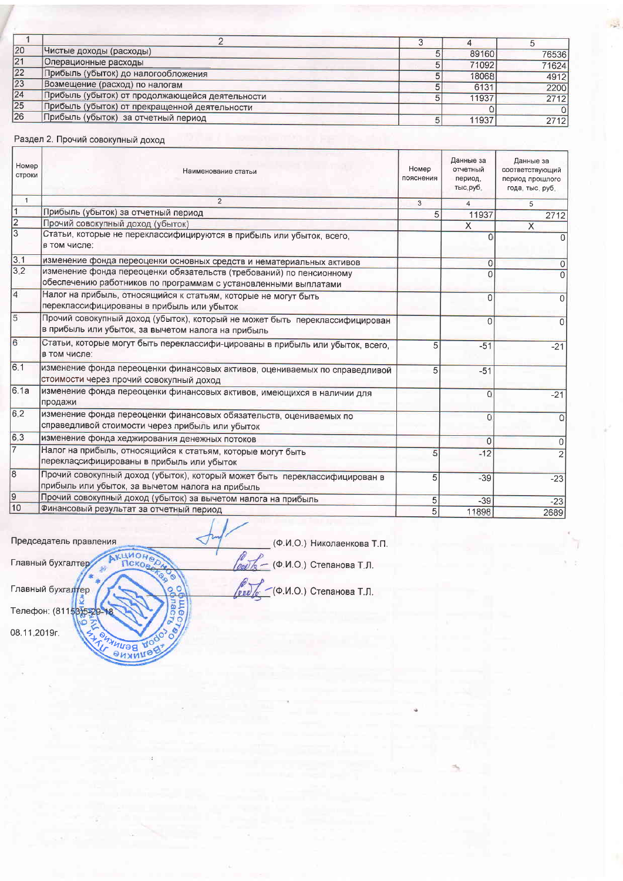| 1 | 2 | 3 | 4 | 5 |
|---|---|---|---|---|
| 20 | Чистые доходы (расходы) | 5 | 89160 | 76536 |
| 21 | Операционные расходы | 5 | 71092 | 71624 |
| 22 | Прибыль (убыток) до налогообложения | 5 | 18068 | 4912 |
| 23 | Возмещение (расход) по налогам | 5 | 6131 | 2200 |
| 24 | Прибыль (убыток) от продолжающейся деятельности | 5 | 11937 | 2712 |
| 25 | Прибыль (убыток) от прекращенной деятельности | | 0 | 0 |
| 26 | Прибыль (убыток) за отчетный период | 5 | 11937 | 2712 |

Раздел 2. Прочий совокупный доход

| Номер строки | Наименование статьи | Номер пояснения | Данные за отчетный период, тыс.руб. | Данные за соответствующий период прошлого года, тыс. руб. |
|---|---|---|---|---|
| 1 | 2 | 3 | 4 | 5 |
| 1 | Прибыль (убыток) за отчетный период | 5 | 11937 | 2712 |
| 2 | Прочий совокупный доход (убыток) | | X | X |
| 3 | Статьи, которые не переклассифицируются в прибыль или убыток, всего, в том числе: | | 0 | 0 |
| 3.1 | изменение фонда переоценки основных средств и нематериальных активов | | 0 | 0 |
| 3.2 | изменение фонда переоценки обязательств (требований) по пенсионному обеспечению работников по программам с установленными выплатами | | 0 | 0 |
| 4 | Налог на прибыль, относящийся к статьям, которые не могут быть переклассифицированы в прибыль или убыток | | 0 | 0 |
| 5 | Прочий совокупный доход (убыток), который не может быть переклассифицирован в прибыль или убыток, за вычетом налога на прибыль | | 0 | 0 |
| 6 | Статьи, которые могут быть переклассифи-цированы в прибыль или убыток, всего, в том числе: | 5 | -51 | -21 |
| 6.1 | изменение фонда переоценки финансовых активов, оцениваемых по справедливой стоимости через прочий совокупный доход | 5 | -51 | |
| 6.1а | изменение фонда переоценки финансовых активов, имеющихся в наличии для продажи | | 0 | -21 |
| 6.2 | изменение фонда переоценки финансовых обязательств, оцениваемых по справедливой стоимости через прибыль или убыток | | 0 | 0 |
| 6.3 | изменение фонда хеджирования денежных потоков | | 0 | 0 |
| 7 | Налог на прибыль, относящийся к статьям, которые могут быть переклассифицированы в прибыль или убыток | 5 | -12 | 2 |
| 8 | Прочий совокупный доход (убыток), который может быть переклассифицирован в прибыль или убыток, за вычетом налога на прибыль | 5 | -39 | -23 |
| 9 | Прочий совокупный доход (убыток) за вычетом налога на прибыль | 5 | -39 | -23 |
| 10 | Финансовый результат за отчетный период | 5 | 11898 | 2689 |

Председатель правления ________ (Ф.И.О.) Николаенкова Т.П.

Главный бухгалтер ________ (Ф.И.О.) Степанова Т.Л.

Главный бухгалтер ________ (Ф.И.О.) Степанова Т.Л.

Телефон: (81153)5-29-18

08.11.2019г.

Акционерное общество «Банк «Великие Луки» Псковская область город Великие Луки